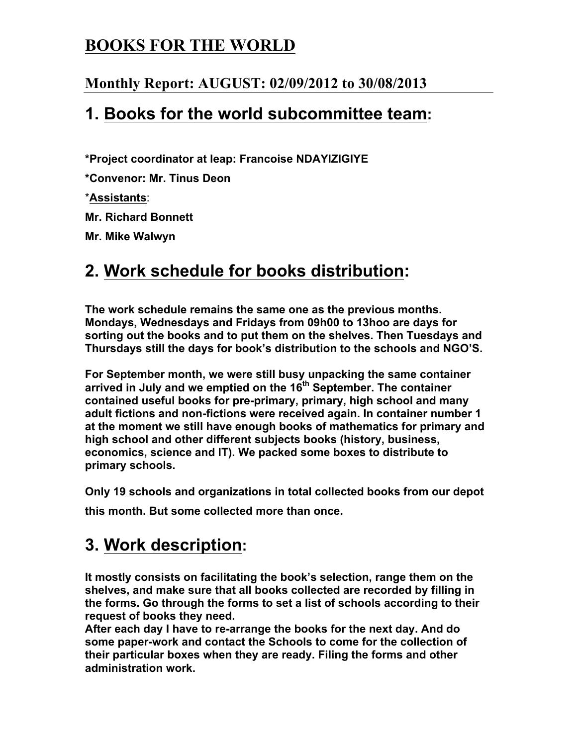# BOOKS FOR THE WORLD

## Monthly Report: AUGUST: 02/09/2012 to 30/08/2013

## 1. Books for the world subcommittee team:

**\*Project coordinator at leap: Francoise NDAYIZIGIYE**

**\*Convenor: Mr. Tinus Deon**

\***Assistants**:

**Mr. Richard Bonnett**

**Mr. Mike Walwyn**

## 2. Work schedule for books distribution:

**The work schedule remains the same one as the previous months. Mondays, Wednesdays and Fridays from 09h00 to 13hoo are days for sorting out the books and to put them on the shelves. Then Tuesdays and Thursdays still the days for book's distribution to the schools and NGO'S.**

**For September month, we were still busy unpacking the same container arrived in July and we emptied on the 16th September. The container contained useful books for pre-primary, primary, high school and many adult fictions and non-fictions were received again. In container number 1 at the moment we still have enough books of mathematics for primary and high school and other different subjects books (history, business, economics, science and IT). We packed some boxes to distribute to primary schools.**

**Only 19 schools and organizations in total collected books from our depot this month. But some collected more than once.**

## 3. Work description:

**It mostly consists on facilitating the book's selection, range them on the shelves, and make sure that all books collected are recorded by filling in the forms. Go through the forms to set a list of schools according to their request of books they need.**
**After each day I have to re-arrange the books for the next day. And do some paper-work and contact the Schools to come for the collection of their particular boxes when they are ready. Filing the forms and other administration work.**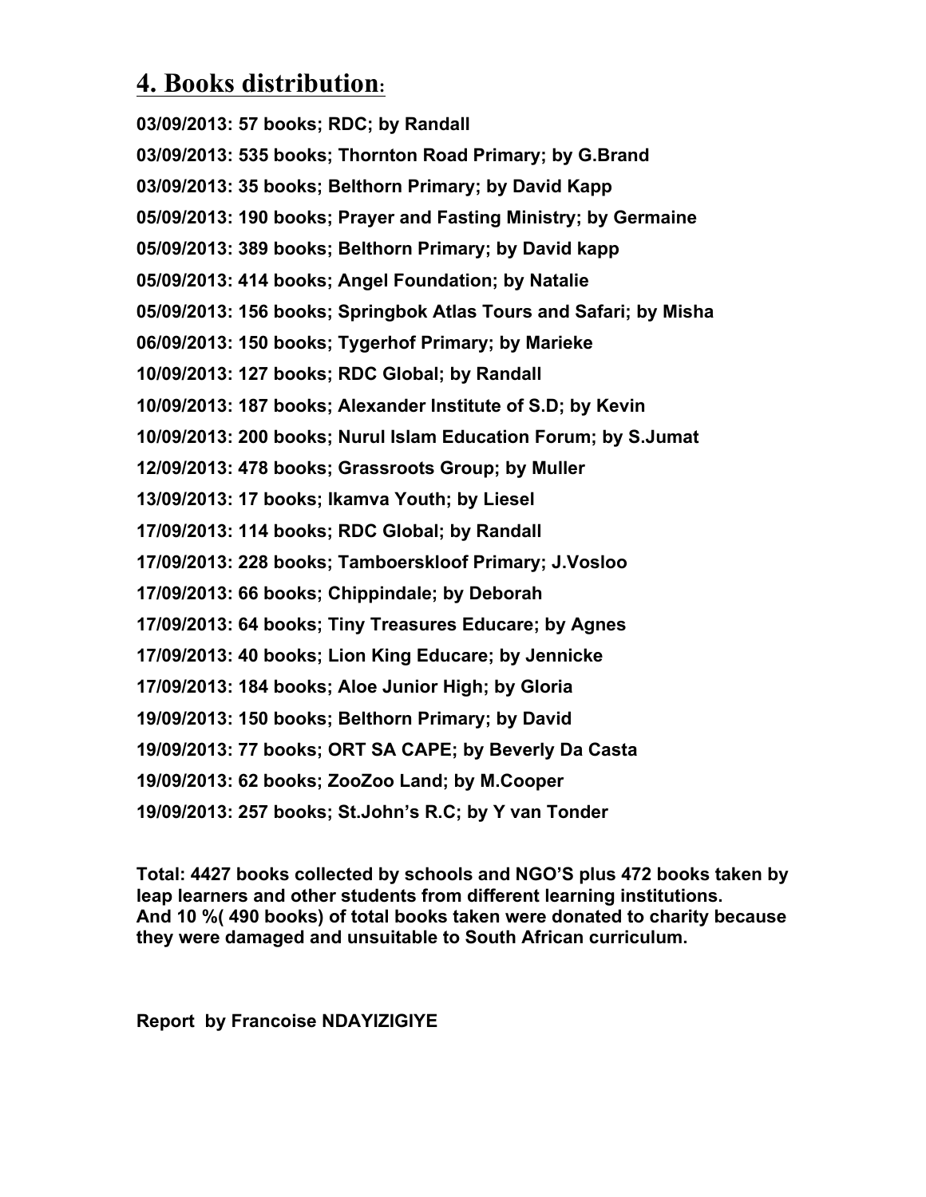# 4. Books distribution:

**03/09/2013: 57 books; RDC; by Randall**

**03/09/2013: 535 books; Thornton Road Primary; by G.Brand**

**03/09/2013: 35 books; Belthorn Primary; by David Kapp**

**05/09/2013: 190 books; Prayer and Fasting Ministry; by Germaine**

**05/09/2013: 389 books; Belthorn Primary; by David kapp**

**05/09/2013: 414 books; Angel Foundation; by Natalie**

**05/09/2013: 156 books; Springbok Atlas Tours and Safari; by Misha**

**06/09/2013: 150 books; Tygerhof Primary; by Marieke**

**10/09/2013: 127 books; RDC Global; by Randall**

**10/09/2013: 187 books; Alexander Institute of S.D; by Kevin**

**10/09/2013: 200 books; Nurul Islam Education Forum; by S.Jumat**

**12/09/2013: 478 books; Grassroots Group; by Muller**

**13/09/2013: 17 books; Ikamva Youth; by Liesel**

**17/09/2013: 114 books; RDC Global; by Randall**

**17/09/2013: 228 books; Tamboerskloof Primary; J.Vosloo**

**17/09/2013: 66 books; Chippindale; by Deborah**

**17/09/2013: 64 books; Tiny Treasures Educare; by Agnes**

**17/09/2013: 40 books; Lion King Educare; by Jennicke**

**17/09/2013: 184 books; Aloe Junior High; by Gloria**

**19/09/2013: 150 books; Belthorn Primary; by David**

**19/09/2013: 77 books; ORT SA CAPE; by Beverly Da Casta**

**19/09/2013: 62 books; ZooZoo Land; by M.Cooper**

**19/09/2013: 257 books; St.John's R.C; by Y van Tonder**

**Total: 4427 books collected by schools and NGO'S plus 472 books taken by leap learners and other students from different learning institutions.**
**And 10 %( 490 books) of total books taken were donated to charity because they were damaged and unsuitable to South African curriculum.**

**Report by Francoise NDAYIZIGIYE**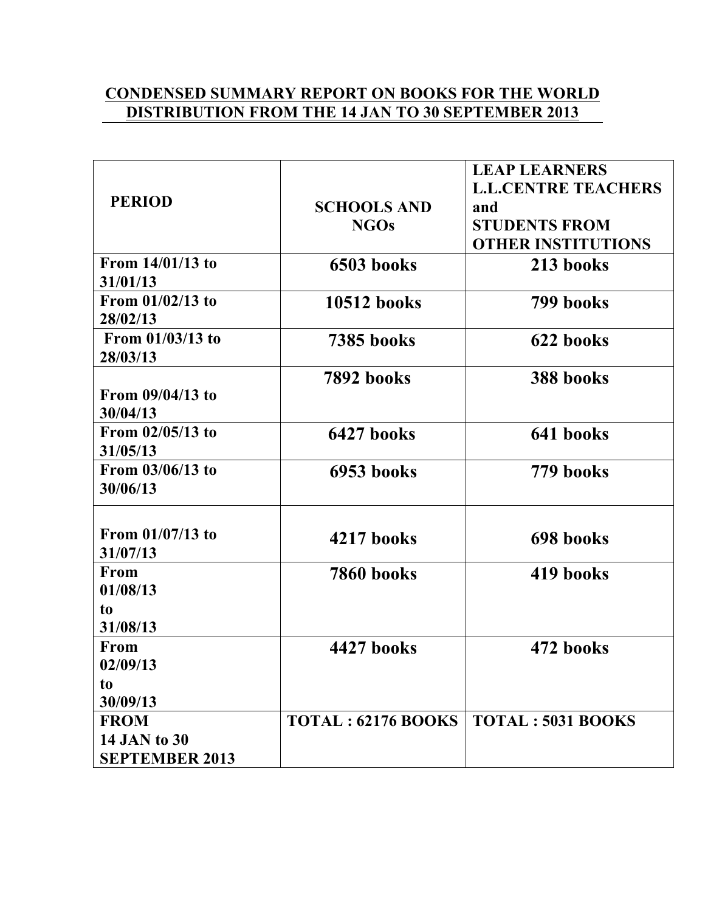## CONDENSED SUMMARY REPORT ON BOOKS FOR THE WORLD DISTRIBUTION FROM THE 14 JAN TO 30 SEPTEMBER 2013

| PERIOD | SCHOOLS AND NGOs | LEAP LEARNERS L.L.CENTRE TEACHERS and STUDENTS FROM OTHER INSTITUTIONS |
|---|---|---|
| From 14/01/13 to 31/01/13 | 6503 books | 213 books |
| From 01/02/13 to 28/02/13 | 10512 books | 799 books |
| From 01/03/13 to 28/03/13 | 7385 books | 622 books |
| From 09/04/13 to 30/04/13 | 7892 books | 388 books |
| From 02/05/13 to 31/05/13 | 6427 books | 641 books |
| From 03/06/13 to 30/06/13 | 6953 books | 779 books |
| From 01/07/13 to 31/07/13 | 4217 books | 698 books |
| From 01/08/13 to 31/08/13 | 7860 books | 419 books |
| From 02/09/13 to 30/09/13 | 4427 books | 472 books |
| FROM 14 JAN to 30 SEPTEMBER 2013 | TOTAL : 62176 BOOKS | TOTAL : 5031 BOOKS |